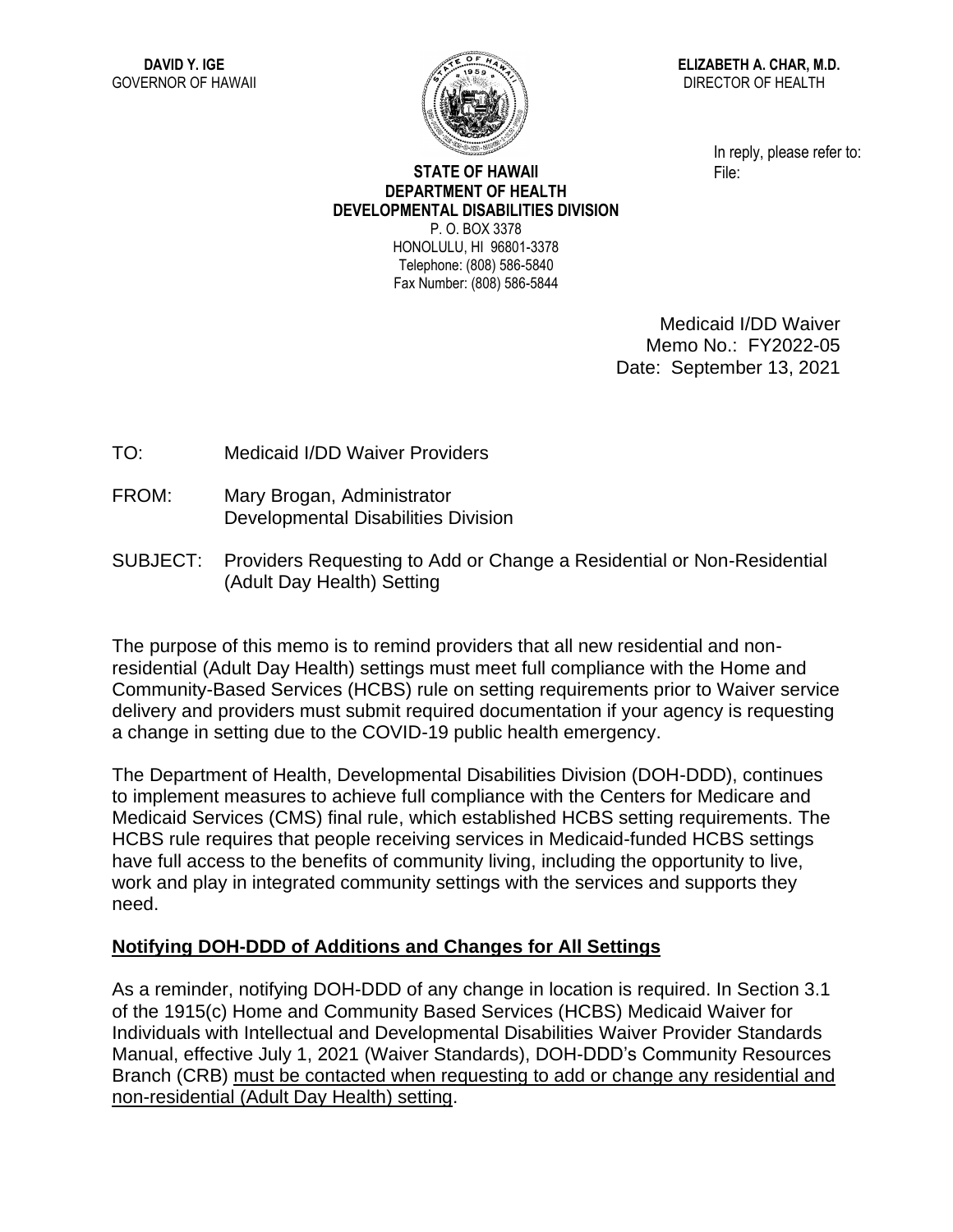**DAVID Y. IGE**
GOVERNOR OF HAWAII

**ELIZABETH A. CHAR, M.D.**
DIRECTOR OF HEALTH

In reply, please refer to:
File:

**STATE OF HAWAII**
**DEPARTMENT OF HEALTH**
**DEVELOPMENTAL DISABILITIES DIVISION**
P. O. BOX 3378
HONOLULU, HI 96801-3378
Telephone: (808) 586-5840
Fax Number: (808) 586-5844

Medicaid I/DD Waiver
Memo No.: FY2022-05
Date: September 13, 2021

TO: Medicaid I/DD Waiver Providers

FROM: Mary Brogan, Administrator
Developmental Disabilities Division

SUBJECT: Providers Requesting to Add or Change a Residential or Non-Residential (Adult Day Health) Setting

The purpose of this memo is to remind providers that all new residential and non-residential (Adult Day Health) settings must meet full compliance with the Home and Community-Based Services (HCBS) rule on setting requirements prior to Waiver service delivery and providers must submit required documentation if your agency is requesting a change in setting due to the COVID-19 public health emergency.

The Department of Health, Developmental Disabilities Division (DOH-DDD), continues to implement measures to achieve full compliance with the Centers for Medicare and Medicaid Services (CMS) final rule, which established HCBS setting requirements. The HCBS rule requires that people receiving services in Medicaid-funded HCBS settings have full access to the benefits of community living, including the opportunity to live, work and play in integrated community settings with the services and supports they need.

## Notifying DOH-DDD of Additions and Changes for All Settings

As a reminder, notifying DOH-DDD of any change in location is required. In Section 3.1 of the 1915(c) Home and Community Based Services (HCBS) Medicaid Waiver for Individuals with Intellectual and Developmental Disabilities Waiver Provider Standards Manual, effective July 1, 2021 (Waiver Standards), DOH-DDD's Community Resources Branch (CRB) must be contacted when requesting to add or change any residential and non-residential (Adult Day Health) setting.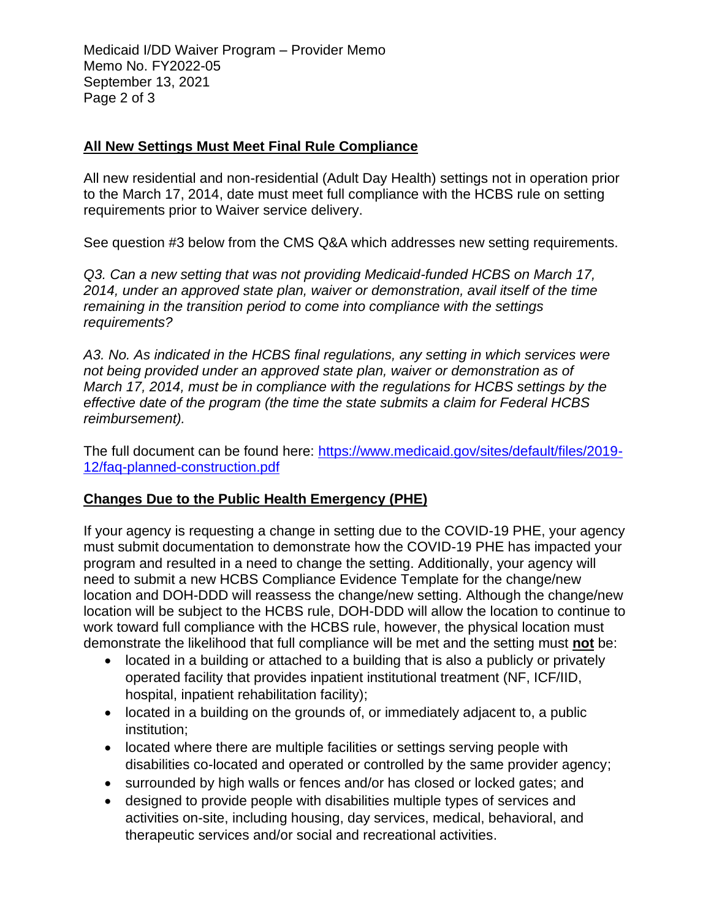## All New Settings Must Meet Final Rule Compliance

All new residential and non-residential (Adult Day Health) settings not in operation prior to the March 17, 2014, date must meet full compliance with the HCBS rule on setting requirements prior to Waiver service delivery.

See question #3 below from the CMS Q&A which addresses new setting requirements.

*Q3. Can a new setting that was not providing Medicaid-funded HCBS on March 17, 2014, under an approved state plan, waiver or demonstration, avail itself of the time remaining in the transition period to come into compliance with the settings requirements?*

*A3. No. As indicated in the HCBS final regulations, any setting in which services were not being provided under an approved state plan, waiver or demonstration as of March 17, 2014, must be in compliance with the regulations for HCBS settings by the effective date of the program (the time the state submits a claim for Federal HCBS reimbursement).*

The full document can be found here: [https://www.medicaid.gov/sites/default/files/2019-12/faq-planned-construction.pdf](https://www.medicaid.gov/sites/default/files/2019-12/faq-planned-construction.pdf)

## Changes Due to the Public Health Emergency (PHE)

If your agency is requesting a change in setting due to the COVID-19 PHE, your agency must submit documentation to demonstrate how the COVID-19 PHE has impacted your program and resulted in a need to change the setting. Additionally, your agency will need to submit a new HCBS Compliance Evidence Template for the change/new location and DOH-DDD will reassess the change/new setting. Although the change/new location will be subject to the HCBS rule, DOH-DDD will allow the location to continue to work toward full compliance with the HCBS rule, however, the physical location must demonstrate the likelihood that full compliance will be met and the setting must **not** be:

- located in a building or attached to a building that is also a publicly or privately operated facility that provides inpatient institutional treatment (NF, ICF/IID, hospital, inpatient rehabilitation facility);
- located in a building on the grounds of, or immediately adjacent to, a public institution;
- located where there are multiple facilities or settings serving people with disabilities co-located and operated or controlled by the same provider agency;
- surrounded by high walls or fences and/or has closed or locked gates; and
- designed to provide people with disabilities multiple types of services and activities on-site, including housing, day services, medical, behavioral, and therapeutic services and/or social and recreational activities.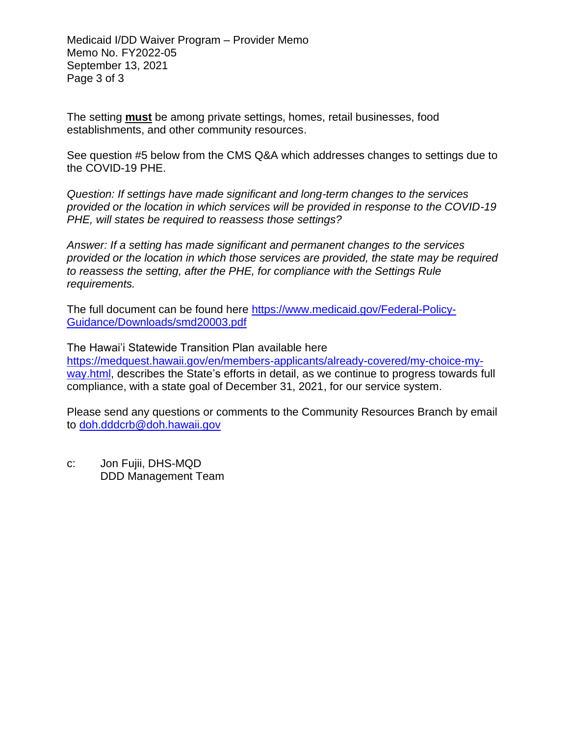The setting **must** be among private settings, homes, retail businesses, food establishments, and other community resources.

See question #5 below from the CMS Q&A which addresses changes to settings due to the COVID-19 PHE.

*Question: If settings have made significant and long-term changes to the services provided or the location in which services will be provided in response to the COVID-19 PHE, will states be required to reassess those settings?*

*Answer: If a setting has made significant and permanent changes to the services provided or the location in which those services are provided, the state may be required to reassess the setting, after the PHE, for compliance with the Settings Rule requirements.*

The full document can be found here https://www.medicaid.gov/Federal-Policy-Guidance/Downloads/smd20003.pdf

The Hawai'i Statewide Transition Plan available here https://medquest.hawaii.gov/en/members-applicants/already-covered/my-choice-my-way.html, describes the State's efforts in detail, as we continue to progress towards full compliance, with a state goal of December 31, 2021, for our service system.

Please send any questions or comments to the Community Resources Branch by email to doh.dddcrb@doh.hawaii.gov

c: Jon Fujii, DHS-MQD
DDD Management Team